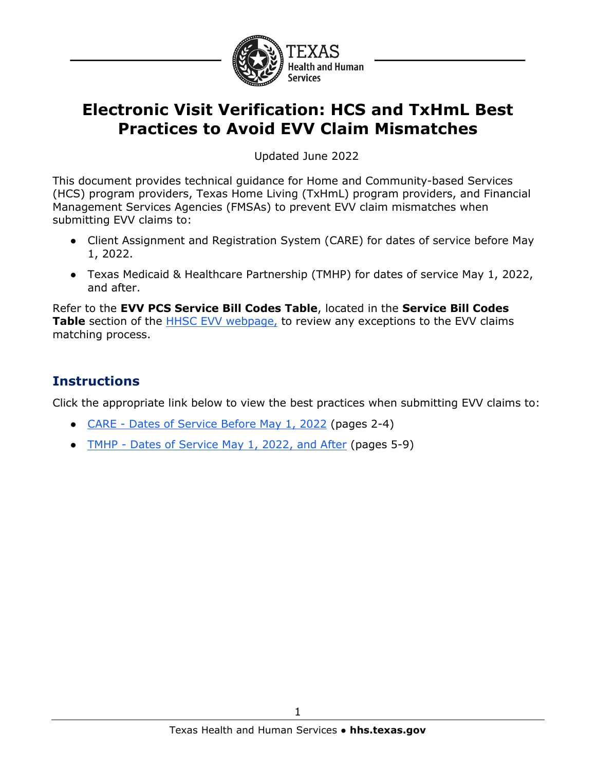# Electronic Visit Verification: HCS and TxHmL Best Practices to Avoid EVV Claim Mismatches

Updated June 2022

This document provides technical guidance for Home and Community-based Services (HCS) program providers, Texas Home Living (TxHmL) program providers, and Financial Management Services Agencies (FMSAs) to prevent EVV claim mismatches when submitting EVV claims to:

- Client Assignment and Registration System (CARE) for dates of service before May 1, 2022.
- Texas Medicaid & Healthcare Partnership (TMHP) for dates of service May 1, 2022, and after.

Refer to the **EVV PCS Service Bill Codes Table**, located in the **Service Bill Codes Table** section of the HHSC EVV webpage, to review any exceptions to the EVV claims matching process.

## Instructions

Click the appropriate link below to view the best practices when submitting EVV claims to:

- CARE - Dates of Service Before May 1, 2022 (pages 2-4)
- TMHP - Dates of Service May 1, 2022, and After (pages 5-9)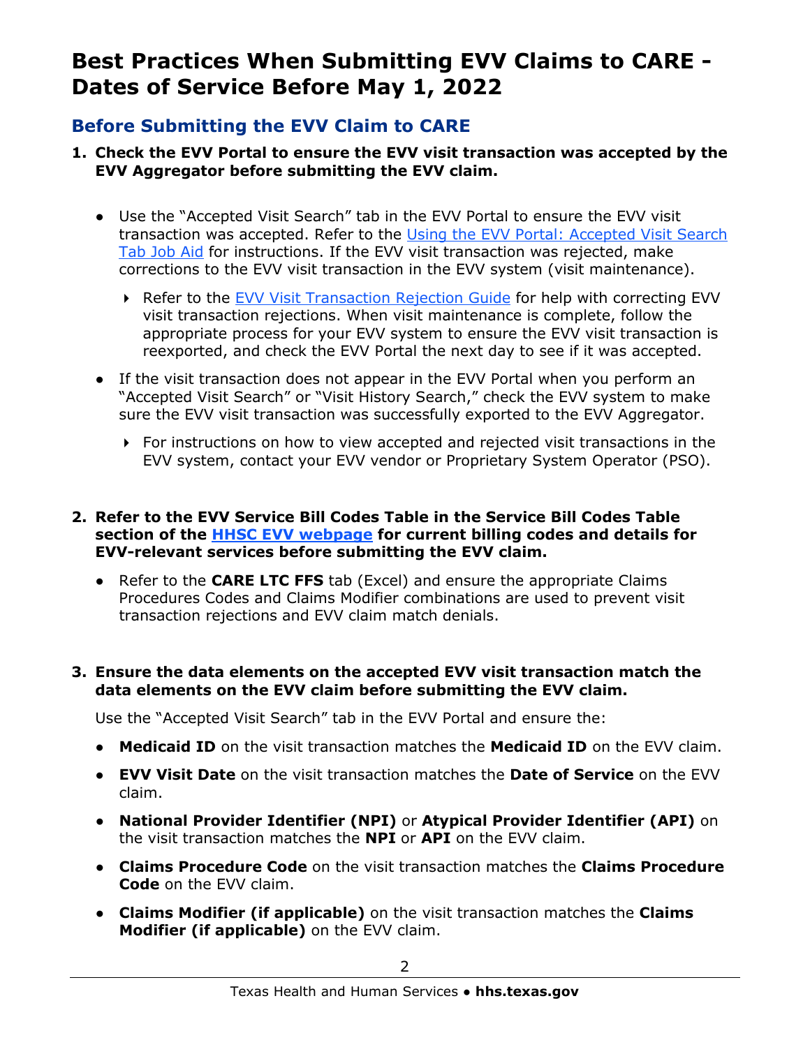# Best Practices When Submitting EVV Claims to CARE - Dates of Service Before May 1, 2022

## Before Submitting the EVV Claim to CARE

1. **Check the EVV Portal to ensure the EVV visit transaction was accepted by the EVV Aggregator before submitting the EVV claim.**

   - Use the "Accepted Visit Search" tab in the EVV Portal to ensure the EVV visit transaction was accepted. Refer to the Using the EVV Portal: Accepted Visit Search Tab Job Aid for instructions. If the EVV visit transaction was rejected, make corrections to the EVV visit transaction in the EVV system (visit maintenance).
     - Refer to the EVV Visit Transaction Rejection Guide for help with correcting EVV visit transaction rejections. When visit maintenance is complete, follow the appropriate process for your EVV system to ensure the EVV visit transaction is reexported, and check the EVV Portal the next day to see if it was accepted.
   - If the visit transaction does not appear in the EVV Portal when you perform an "Accepted Visit Search" or "Visit History Search," check the EVV system to make sure the EVV visit transaction was successfully exported to the EVV Aggregator.
     - For instructions on how to view accepted and rejected visit transactions in the EVV system, contact your EVV vendor or Proprietary System Operator (PSO).

2. **Refer to the EVV Service Bill Codes Table in the Service Bill Codes Table section of the HHSC EVV webpage for current billing codes and details for EVV-relevant services before submitting the EVV claim.**

   - Refer to the **CARE LTC FFS** tab (Excel) and ensure the appropriate Claims Procedures Codes and Claims Modifier combinations are used to prevent visit transaction rejections and EVV claim match denials.

3. **Ensure the data elements on the accepted EVV visit transaction match the data elements on the EVV claim before submitting the EVV claim.**

   Use the "Accepted Visit Search" tab in the EVV Portal and ensure the:

   - **Medicaid ID** on the visit transaction matches the **Medicaid ID** on the EVV claim.
   - **EVV Visit Date** on the visit transaction matches the **Date of Service** on the EVV claim.
   - **National Provider Identifier (NPI)** or **Atypical Provider Identifier (API)** on the visit transaction matches the **NPI** or **API** on the EVV claim.
   - **Claims Procedure Code** on the visit transaction matches the **Claims Procedure Code** on the EVV claim.
   - **Claims Modifier (if applicable)** on the visit transaction matches the **Claims Modifier (if applicable)** on the EVV claim.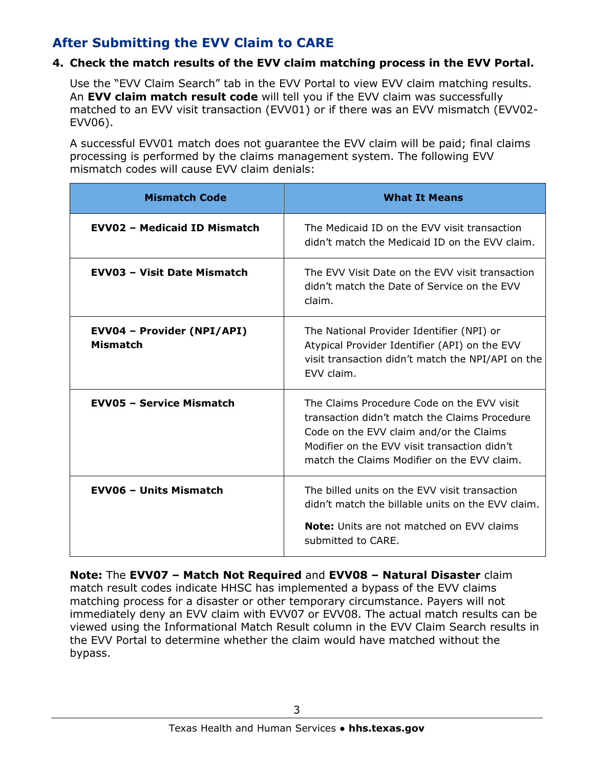## After Submitting the EVV Claim to CARE

**4. Check the match results of the EVV claim matching process in the EVV Portal.**

Use the "EVV Claim Search" tab in the EVV Portal to view EVV claim matching results. An **EVV claim match result code** will tell you if the EVV claim was successfully matched to an EVV visit transaction (EVV01) or if there was an EVV mismatch (EVV02-EVV06).

A successful EVV01 match does not guarantee the EVV claim will be paid; final claims processing is performed by the claims management system. The following EVV mismatch codes will cause EVV claim denials:

| Mismatch Code | What It Means |
|---|---|
| **EVV02 – Medicaid ID Mismatch** | The Medicaid ID on the EVV visit transaction didn't match the Medicaid ID on the EVV claim. |
| **EVV03 – Visit Date Mismatch** | The EVV Visit Date on the EVV visit transaction didn't match the Date of Service on the EVV claim. |
| **EVV04 – Provider (NPI/API) Mismatch** | The National Provider Identifier (NPI) or Atypical Provider Identifier (API) on the EVV visit transaction didn't match the NPI/API on the EVV claim. |
| **EVV05 – Service Mismatch** | The Claims Procedure Code on the EVV visit transaction didn't match the Claims Procedure Code on the EVV claim and/or the Claims Modifier on the EVV visit transaction didn't match the Claims Modifier on the EVV claim. |
| **EVV06 – Units Mismatch** | The billed units on the EVV visit transaction didn't match the billable units on the EVV claim. **Note:** Units are not matched on EVV claims submitted to CARE. |

**Note:** The **EVV07 – Match Not Required** and **EVV08 – Natural Disaster** claim match result codes indicate HHSC has implemented a bypass of the EVV claims matching process for a disaster or other temporary circumstance. Payers will not immediately deny an EVV claim with EVV07 or EVV08. The actual match results can be viewed using the Informational Match Result column in the EVV Claim Search results in the EVV Portal to determine whether the claim would have matched without the bypass.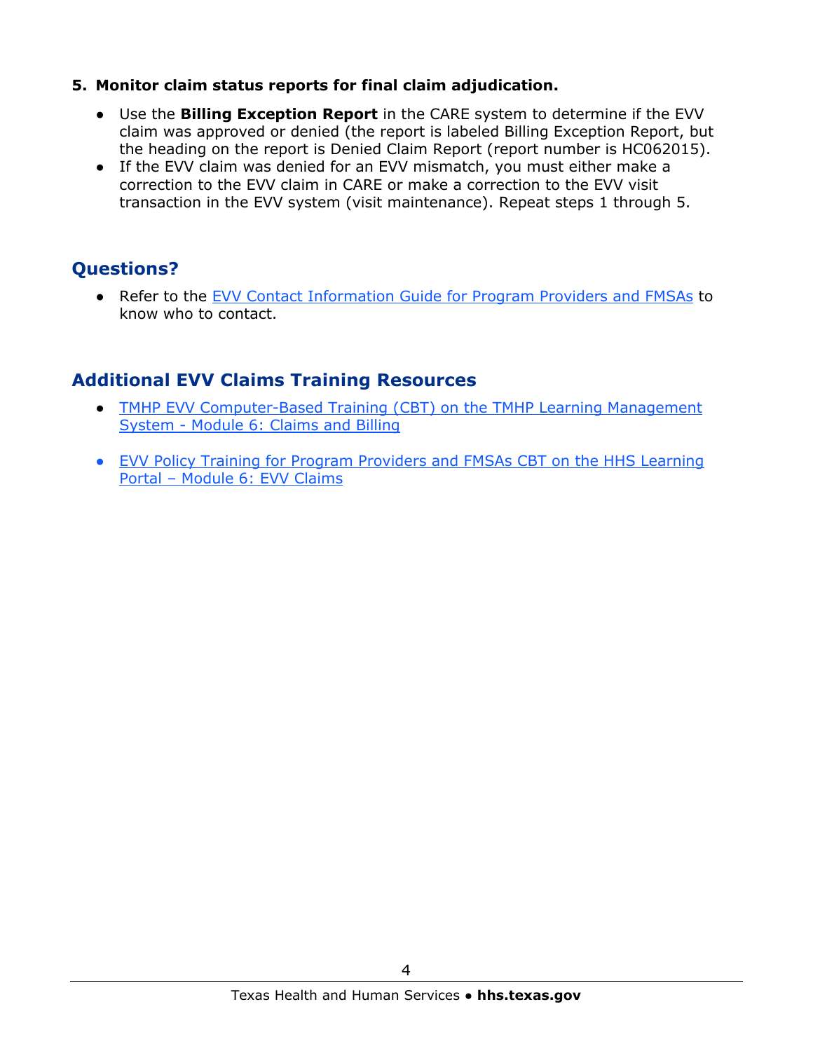5. **Monitor claim status reports for final claim adjudication.**

   - Use the **Billing Exception Report** in the CARE system to determine if the EVV claim was approved or denied (the report is labeled Billing Exception Report, but the heading on the report is Denied Claim Report (report number is HC062015).
   - If the EVV claim was denied for an EVV mismatch, you must either make a correction to the EVV claim in CARE or make a correction to the EVV visit transaction in the EVV system (visit maintenance). Repeat steps 1 through 5.

## Questions?

- Refer to the EVV Contact Information Guide for Program Providers and FMSAs to know who to contact.

## Additional EVV Claims Training Resources

- TMHP EVV Computer-Based Training (CBT) on the TMHP Learning Management System - Module 6: Claims and Billing
- EVV Policy Training for Program Providers and FMSAs CBT on the HHS Learning Portal – Module 6: EVV Claims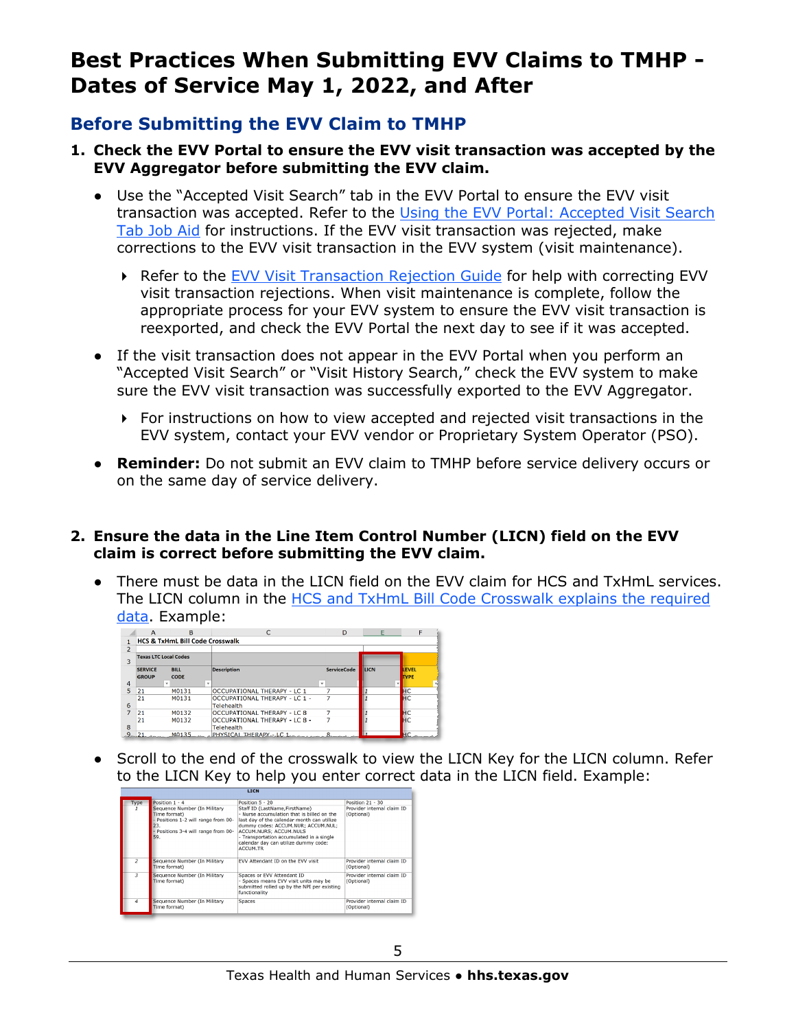# Best Practices When Submitting EVV Claims to TMHP - Dates of Service May 1, 2022, and After

## Before Submitting the EVV Claim to TMHP

1. **Check the EVV Portal to ensure the EVV visit transaction was accepted by the EVV Aggregator before submitting the EVV claim.**

   - Use the "Accepted Visit Search" tab in the EVV Portal to ensure the EVV visit transaction was accepted. Refer to the Using the EVV Portal: Accepted Visit Search Tab Job Aid for instructions. If the EVV visit transaction was rejected, make corrections to the EVV visit transaction in the EVV system (visit maintenance).
     - Refer to the EVV Visit Transaction Rejection Guide for help with correcting EVV visit transaction rejections. When visit maintenance is complete, follow the appropriate process for your EVV system to ensure the EVV visit transaction is reexported, and check the EVV Portal the next day to see if it was accepted.
   - If the visit transaction does not appear in the EVV Portal when you perform an "Accepted Visit Search" or "Visit History Search," check the EVV system to make sure the EVV visit transaction was successfully exported to the EVV Aggregator.
     - For instructions on how to view accepted and rejected visit transactions in the EVV system, contact your EVV vendor or Proprietary System Operator (PSO).
   - **Reminder:** Do not submit an EVV claim to TMHP before service delivery occurs or on the same day of service delivery.

2. **Ensure the data in the Line Item Control Number (LICN) field on the EVV claim is correct before submitting the EVV claim.**

   - There must be data in the LICN field on the EVV claim for HCS and TxHmL services. The LICN column in the HCS and TxHmL Bill Code Crosswalk explains the required data. Example:

HCS & TxHmL Bill Code Crosswalk

Texas LTC Local Codes

| SERVICE GROUP | BILL CODE | Description | ServiceCode | LICN | LEVEL TYPE |
|---|---|---|---|---|---|
| 21 | M0131 | OCCUPATIONAL THERAPY - LC 1 | 7 | 1 | HC |
| 21 | M0131 | OCCUPATIONAL THERAPY - LC 1 - Telehealth | 7 | 1 | HC |
| 21 | M0132 | OCCUPATIONAL THERAPY - LC 8 | 7 | 1 | HC |
| 21 | M0132 | OCCUPATIONAL THERAPY - LC 8 - Telehealth | 7 | 1 | HC |
| 21 | M0135 | PHYSICAL THERAPY - LC 1 | 8 | 1 | HC |

   - Scroll to the end of the crosswalk to view the LICN Key for the LICN column. Refer to the LICN Key to help you enter correct data in the LICN field. Example:

| LICN | | | |
|---|---|---|---|
| Type | Position 1 - 4 | Position 5 - 20 | Position 21 - 30 |
| 1 | Sequence Number (In Military Time format)<br>- Positions 1-2 will range from 00-23.<br>- Positions 3-4 will range from 00-59. | Staff ID (LastName,FirstName)<br>- Nurse accumulation that is billed on the last day of the calendar month can utilize dummy codes: ACCUM.NUR; ACCUM.NUL; ACCUM.NURS; ACCUM.NULS<br>- Transportation accumulated in a single calendar day can utilize dummy code: ACCUM.TR | Provider internal claim ID (Optional) |
| 2 | Sequence Number (In Military Time format) | EVV Attendant ID on the EVV visit | Provider internal claim ID (Optional) |
| 3 | Sequence Number (In Military Time format) | Spaces or EVV Attendant ID<br>- Spaces means EVV visit units may be submitted rolled up by the NPI per existing functionality | Provider internal claim ID (Optional) |
| 4 | Sequence Number (In Military Time format) | Spaces | Provider internal claim ID (Optional) |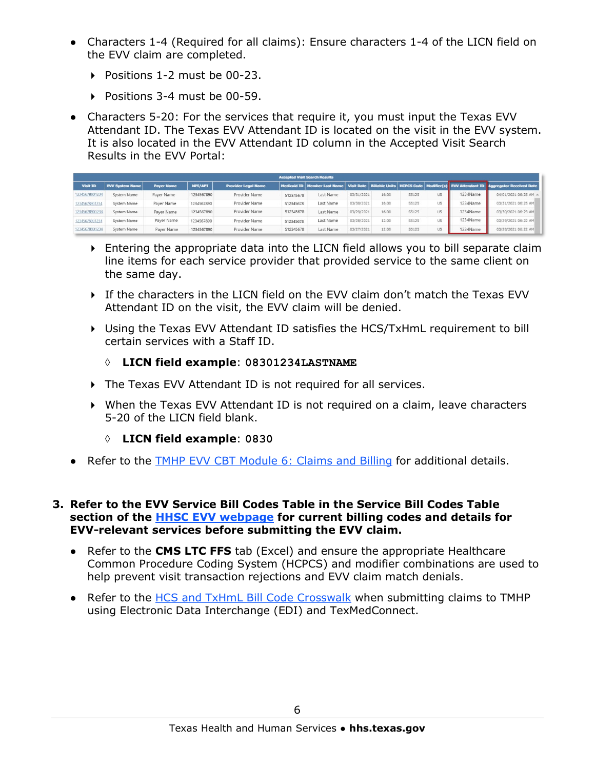- Characters 1-4 (Required for all claims): Ensure characters 1-4 of the LICN field on the EVV claim are completed.
  - Positions 1-2 must be 00-23.
  - Positions 3-4 must be 00-59.
- Characters 5-20: For the services that require it, you must input the Texas EVV Attendant ID. The Texas EVV Attendant ID is located on the visit in the EVV system. It is also located in the EVV Attendant ID column in the Accepted Visit Search Results in the EVV Portal:

| Accepted Visit Search Results | | | | | | | | | | | | |
|---|---|---|---|---|---|---|---|---|---|---|---|---|
| Visit ID | EVV System Name | Payer Name | NPI/API | Provider Legal Name | Medicaid ID | Member Last Name | Visit Date | Billable Units | HCPCS Code | Modifier(s) | EVV Attendant ID | Aggregator Received Date |
| 12345678901234 | System Name | Payer Name | 1234567890 | Provider Name | 512345678 | Last Name | 03/31/2021 | 16.00 | S5125 | U5 | 1234Name | 04/01/2021 06:25 AM |
| 12345678901234 | System Name | Payer Name | 1234567890 | Provider Name | 512345678 | Last Name | 03/30/2021 | 16.00 | S5125 | U5 | 1234Name | 03/31/2021 06:25 AM |
| 12345678901234 | System Name | Payer Name | 1234567890 | Provider Name | 512345678 | Last Name | 03/29/2021 | 16.00 | S5125 | U5 | 1234Name | 03/30/2021 06:23 AM |
| 12345678901234 | System Name | Payer Name | 1234567890 | Provider Name | 512345678 | Last Name | 03/28/2021 | 12.00 | S5125 | U5 | 1234Name | 03/29/2021 06:22 AM |
| 12345678901234 | System Name | Payer Name | 1234567890 | Provider Name | 512345678 | Last Name | 03/27/2021 | 12.00 | S5125 | U5 | 1234Name | 03/28/2021 06:22 AM |

  - Entering the appropriate data into the LICN field allows you to bill separate claim line items for each service provider that provided service to the same client on the same day.
  - If the characters in the LICN field on the EVV claim don't match the Texas EVV Attendant ID on the visit, the EVV claim will be denied.
  - Using the Texas EVV Attendant ID satisfies the HCS/TxHmL requirement to bill certain services with a Staff ID.
    - ◊ **LICN field example**: 08301234LASTNAME
  - The Texas EVV Attendant ID is not required for all services.
  - When the Texas EVV Attendant ID is not required on a claim, leave characters 5-20 of the LICN field blank.
    - ◊ **LICN field example**: 0830
- Refer to the TMHP EVV CBT Module 6: Claims and Billing for additional details.

**3. Refer to the EVV Service Bill Codes Table in the Service Bill Codes Table section of the HHSC EVV webpage for current billing codes and details for EVV-relevant services before submitting the EVV claim.**

- Refer to the **CMS LTC FFS** tab (Excel) and ensure the appropriate Healthcare Common Procedure Coding System (HCPCS) and modifier combinations are used to help prevent visit transaction rejections and EVV claim match denials.
- Refer to the HCS and TxHmL Bill Code Crosswalk when submitting claims to TMHP using Electronic Data Interchange (EDI) and TexMedConnect.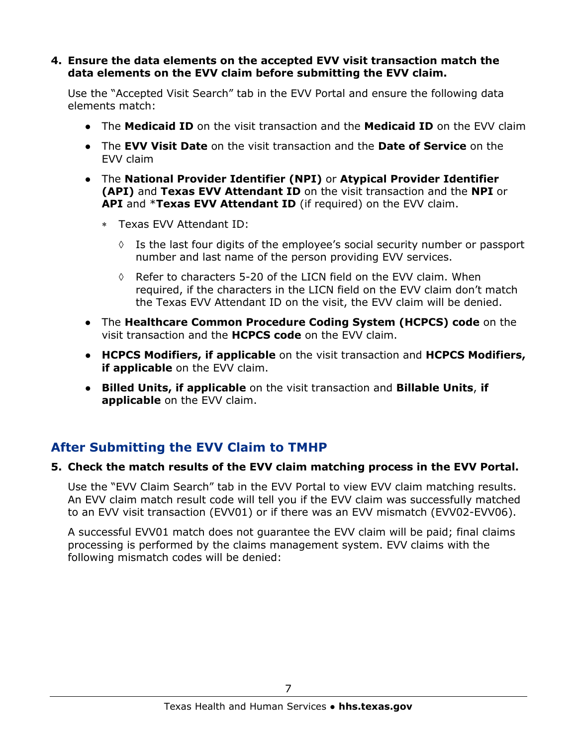4. **Ensure the data elements on the accepted EVV visit transaction match the data elements on the EVV claim before submitting the EVV claim.**

   Use the "Accepted Visit Search" tab in the EVV Portal and ensure the following data elements match:

   - The **Medicaid ID** on the visit transaction and the **Medicaid ID** on the EVV claim
   - The **EVV Visit Date** on the visit transaction and the **Date of Service** on the EVV claim
   - The **National Provider Identifier (NPI)** or **Atypical Provider Identifier (API)** and **Texas EVV Attendant ID** on the visit transaction and the **NPI** or **API** and *__Texas EVV Attendant ID__ (if required) on the EVV claim.
     - ∗ Texas EVV Attendant ID:
       - ◊ Is the last four digits of the employee's social security number or passport number and last name of the person providing EVV services.
       - ◊ Refer to characters 5-20 of the LICN field on the EVV claim. When required, if the characters in the LICN field on the EVV claim don't match the Texas EVV Attendant ID on the visit, the EVV claim will be denied.
   - The **Healthcare Common Procedure Coding System (HCPCS) code** on the visit transaction and the **HCPCS code** on the EVV claim.
   - **HCPCS Modifiers, if applicable** on the visit transaction and **HCPCS Modifiers, if applicable** on the EVV claim.
   - **Billed Units, if applicable** on the visit transaction and **Billable Units**, **if applicable** on the EVV claim.

## After Submitting the EVV Claim to TMHP

5. **Check the match results of the EVV claim matching process in the EVV Portal.**

   Use the "EVV Claim Search" tab in the EVV Portal to view EVV claim matching results. An EVV claim match result code will tell you if the EVV claim was successfully matched to an EVV visit transaction (EVV01) or if there was an EVV mismatch (EVV02-EVV06).

   A successful EVV01 match does not guarantee the EVV claim will be paid; final claims processing is performed by the claims management system. EVV claims with the following mismatch codes will be denied: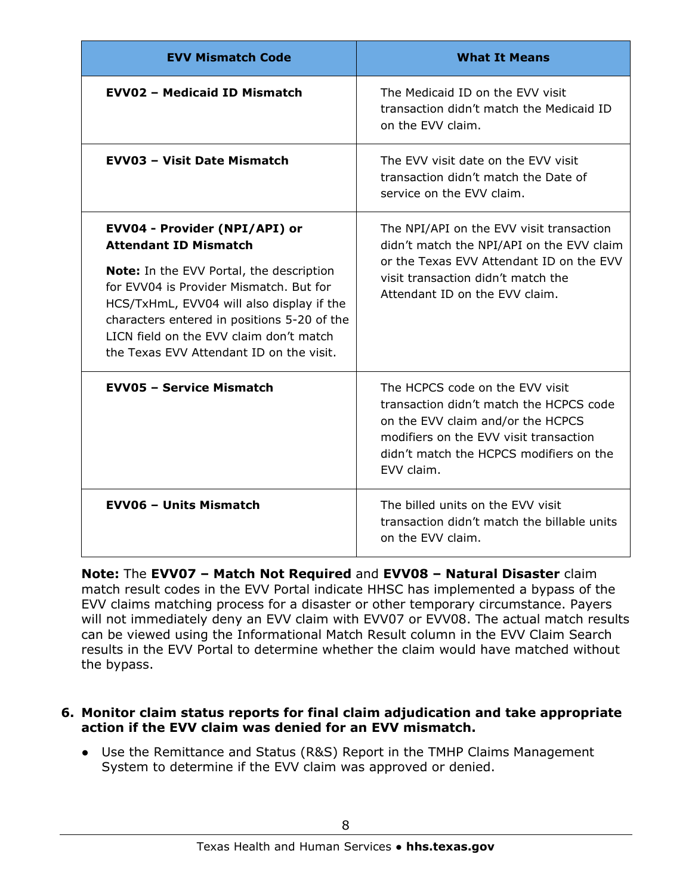| EVV Mismatch Code | What It Means |
|---|---|
| **EVV02 – Medicaid ID Mismatch** | The Medicaid ID on the EVV visit transaction didn't match the Medicaid ID on the EVV claim. |
| **EVV03 – Visit Date Mismatch** | The EVV visit date on the EVV visit transaction didn't match the Date of service on the EVV claim. |
| **EVV04 - Provider (NPI/API) or Attendant ID Mismatch**<br><br>**Note:** In the EVV Portal, the description for EVV04 is Provider Mismatch. But for HCS/TxHmL, EVV04 will also display if the characters entered in positions 5-20 of the LICN field on the EVV claim don't match the Texas EVV Attendant ID on the visit. | The NPI/API on the EVV visit transaction didn't match the NPI/API on the EVV claim or the Texas EVV Attendant ID on the EVV visit transaction didn't match the Attendant ID on the EVV claim. |
| **EVV05 – Service Mismatch** | The HCPCS code on the EVV visit transaction didn't match the HCPCS code on the EVV claim and/or the HCPCS modifiers on the EVV visit transaction didn't match the HCPCS modifiers on the EVV claim. |
| **EVV06 – Units Mismatch** | The billed units on the EVV visit transaction didn't match the billable units on the EVV claim. |

**Note:** The **EVV07 – Match Not Required** and **EVV08 – Natural Disaster** claim match result codes in the EVV Portal indicate HHSC has implemented a bypass of the EVV claims matching process for a disaster or other temporary circumstance. Payers will not immediately deny an EVV claim with EVV07 or EVV08. The actual match results can be viewed using the Informational Match Result column in the EVV Claim Search results in the EVV Portal to determine whether the claim would have matched without the bypass.

6. **Monitor claim status reports for final claim adjudication and take appropriate action if the EVV claim was denied for an EVV mismatch.**

   - Use the Remittance and Status (R&S) Report in the TMHP Claims Management System to determine if the EVV claim was approved or denied.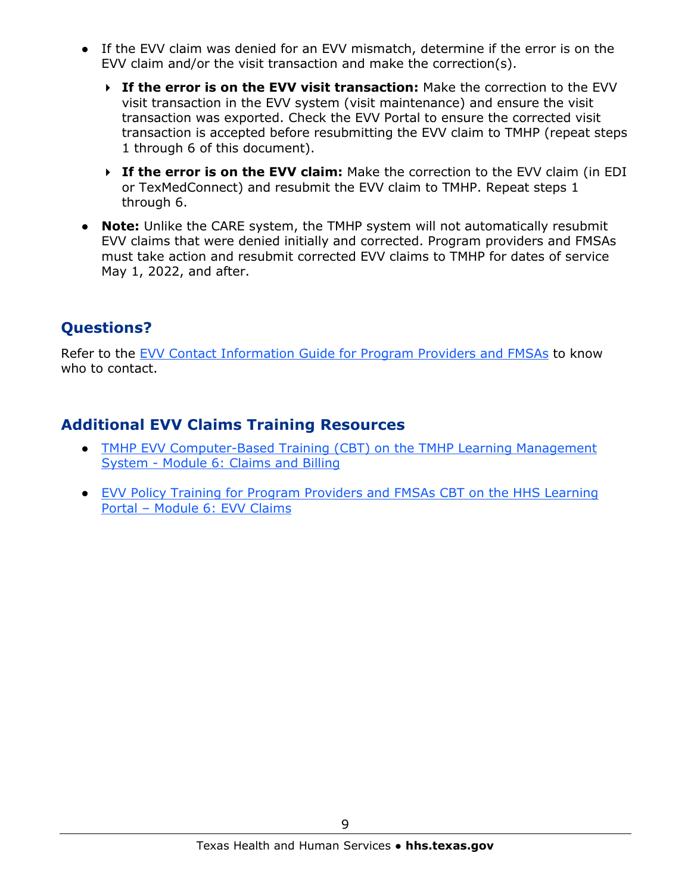- If the EVV claim was denied for an EVV mismatch, determine if the error is on the EVV claim and/or the visit transaction and make the correction(s).
  - **If the error is on the EVV visit transaction:** Make the correction to the EVV visit transaction in the EVV system (visit maintenance) and ensure the visit transaction was exported. Check the EVV Portal to ensure the corrected visit transaction is accepted before resubmitting the EVV claim to TMHP (repeat steps 1 through 6 of this document).
  - **If the error is on the EVV claim:** Make the correction to the EVV claim (in EDI or TexMedConnect) and resubmit the EVV claim to TMHP. Repeat steps 1 through 6.
- **Note:** Unlike the CARE system, the TMHP system will not automatically resubmit EVV claims that were denied initially and corrected. Program providers and FMSAs must take action and resubmit corrected EVV claims to TMHP for dates of service May 1, 2022, and after.

## Questions?

Refer to the EVV Contact Information Guide for Program Providers and FMSAs to know who to contact.

## Additional EVV Claims Training Resources

- TMHP EVV Computer-Based Training (CBT) on the TMHP Learning Management System - Module 6: Claims and Billing
- EVV Policy Training for Program Providers and FMSAs CBT on the HHS Learning Portal – Module 6: EVV Claims